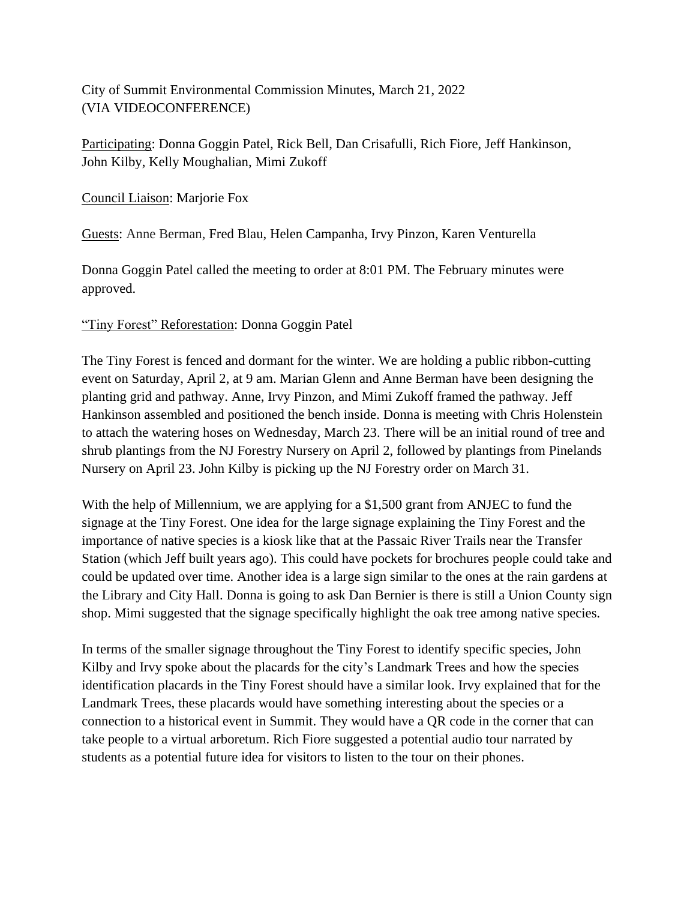City of Summit Environmental Commission Minutes, March 21, 2022
(VIA VIDEOCONFERENCE)

Participating: Donna Goggin Patel, Rick Bell, Dan Crisafulli, Rich Fiore, Jeff Hankinson, John Kilby, Kelly Moughalian, Mimi Zukoff

Council Liaison: Marjorie Fox

Guests: Anne Berman, Fred Blau, Helen Campanha, Irvy Pinzon, Karen Venturella

Donna Goggin Patel called the meeting to order at 8:01 PM. The February minutes were approved.

"Tiny Forest" Reforestation: Donna Goggin Patel

The Tiny Forest is fenced and dormant for the winter. We are holding a public ribbon-cutting event on Saturday, April 2, at 9 am. Marian Glenn and Anne Berman have been designing the planting grid and pathway. Anne, Irvy Pinzon, and Mimi Zukoff framed the pathway. Jeff Hankinson assembled and positioned the bench inside. Donna is meeting with Chris Holenstein to attach the watering hoses on Wednesday, March 23. There will be an initial round of tree and shrub plantings from the NJ Forestry Nursery on April 2, followed by plantings from Pinelands Nursery on April 23. John Kilby is picking up the NJ Forestry order on March 31.

With the help of Millennium, we are applying for a $1,500 grant from ANJEC to fund the signage at the Tiny Forest. One idea for the large signage explaining the Tiny Forest and the importance of native species is a kiosk like that at the Passaic River Trails near the Transfer Station (which Jeff built years ago). This could have pockets for brochures people could take and could be updated over time. Another idea is a large sign similar to the ones at the rain gardens at the Library and City Hall. Donna is going to ask Dan Bernier is there is still a Union County sign shop. Mimi suggested that the signage specifically highlight the oak tree among native species.

In terms of the smaller signage throughout the Tiny Forest to identify specific species, John Kilby and Irvy spoke about the placards for the city's Landmark Trees and how the species identification placards in the Tiny Forest should have a similar look. Irvy explained that for the Landmark Trees, these placards would have something interesting about the species or a connection to a historical event in Summit. They would have a QR code in the corner that can take people to a virtual arboretum. Rich Fiore suggested a potential audio tour narrated by students as a potential future idea for visitors to listen to the tour on their phones.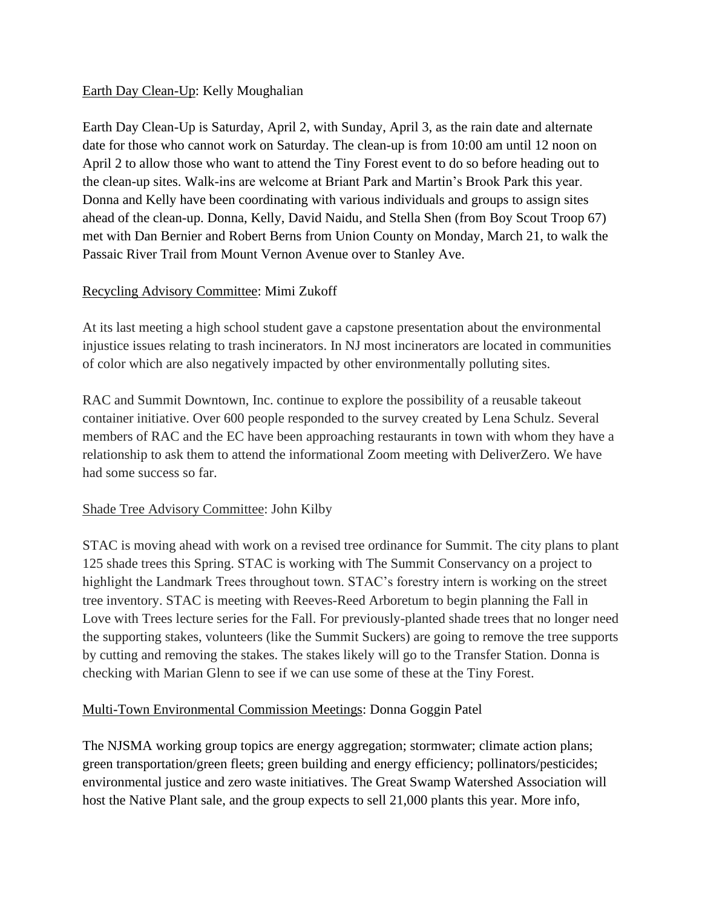Earth Day Clean-Up: Kelly Moughalian

Earth Day Clean-Up is Saturday, April 2, with Sunday, April 3, as the rain date and alternate date for those who cannot work on Saturday. The clean-up is from 10:00 am until 12 noon on April 2 to allow those who want to attend the Tiny Forest event to do so before heading out to the clean-up sites. Walk-ins are welcome at Briant Park and Martin's Brook Park this year. Donna and Kelly have been coordinating with various individuals and groups to assign sites ahead of the clean-up. Donna, Kelly, David Naidu, and Stella Shen (from Boy Scout Troop 67) met with Dan Bernier and Robert Berns from Union County on Monday, March 21, to walk the Passaic River Trail from Mount Vernon Avenue over to Stanley Ave.

Recycling Advisory Committee: Mimi Zukoff

At its last meeting a high school student gave a capstone presentation about the environmental injustice issues relating to trash incinerators. In NJ most incinerators are located in communities of color which are also negatively impacted by other environmentally polluting sites.

RAC and Summit Downtown, Inc. continue to explore the possibility of a reusable takeout container initiative. Over 600 people responded to the survey created by Lena Schulz. Several members of RAC and the EC have been approaching restaurants in town with whom they have a relationship to ask them to attend the informational Zoom meeting with DeliverZero. We have had some success so far.

Shade Tree Advisory Committee: John Kilby

STAC is moving ahead with work on a revised tree ordinance for Summit. The city plans to plant 125 shade trees this Spring. STAC is working with The Summit Conservancy on a project to highlight the Landmark Trees throughout town. STAC's forestry intern is working on the street tree inventory. STAC is meeting with Reeves-Reed Arboretum to begin planning the Fall in Love with Trees lecture series for the Fall. For previously-planted shade trees that no longer need the supporting stakes, volunteers (like the Summit Suckers) are going to remove the tree supports by cutting and removing the stakes. The stakes likely will go to the Transfer Station. Donna is checking with Marian Glenn to see if we can use some of these at the Tiny Forest.

Multi-Town Environmental Commission Meetings: Donna Goggin Patel

The NJSMA working group topics are energy aggregation; stormwater; climate action plans; green transportation/green fleets; green building and energy efficiency; pollinators/pesticides; environmental justice and zero waste initiatives. The Great Swamp Watershed Association will host the Native Plant sale, and the group expects to sell 21,000 plants this year. More info,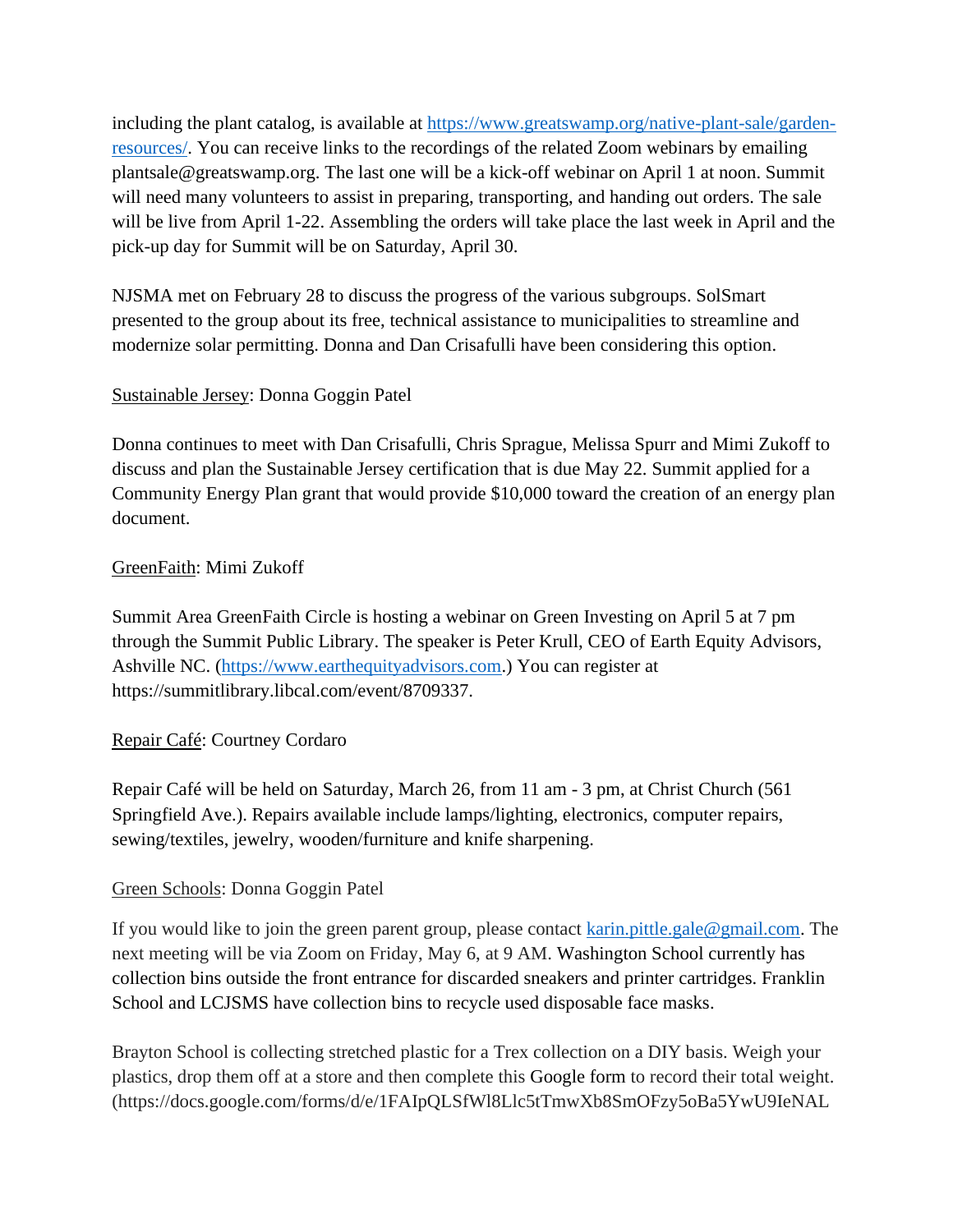including the plant catalog, is available at https://www.greatswamp.org/native-plant-sale/garden-resources/. You can receive links to the recordings of the related Zoom webinars by emailing plantsale@greatswamp.org. The last one will be a kick-off webinar on April 1 at noon. Summit will need many volunteers to assist in preparing, transporting, and handing out orders. The sale will be live from April 1-22. Assembling the orders will take place the last week in April and the pick-up day for Summit will be on Saturday, April 30.

NJSMA met on February 28 to discuss the progress of the various subgroups. SolSmart presented to the group about its free, technical assistance to municipalities to streamline and modernize solar permitting. Donna and Dan Crisafulli have been considering this option.

Sustainable Jersey: Donna Goggin Patel

Donna continues to meet with Dan Crisafulli, Chris Sprague, Melissa Spurr and Mimi Zukoff to discuss and plan the Sustainable Jersey certification that is due May 22. Summit applied for a Community Energy Plan grant that would provide $10,000 toward the creation of an energy plan document.

GreenFaith: Mimi Zukoff

Summit Area GreenFaith Circle is hosting a webinar on Green Investing on April 5 at 7 pm through the Summit Public Library. The speaker is Peter Krull, CEO of Earth Equity Advisors, Ashville NC. (https://www.earthequityadvisors.com.) You can register at https://summitlibrary.libcal.com/event/8709337.

Repair Café: Courtney Cordaro

Repair Café will be held on Saturday, March 26, from 11 am - 3 pm, at Christ Church (561 Springfield Ave.). Repairs available include lamps/lighting, electronics, computer repairs, sewing/textiles, jewelry, wooden/furniture and knife sharpening.

Green Schools: Donna Goggin Patel

If you would like to join the green parent group, please contact karin.pittle.gale@gmail.com. The next meeting will be via Zoom on Friday, May 6, at 9 AM. Washington School currently has collection bins outside the front entrance for discarded sneakers and printer cartridges. Franklin School and LCJSMS have collection bins to recycle used disposable face masks.

Brayton School is collecting stretched plastic for a Trex collection on a DIY basis. Weigh your plastics, drop them off at a store and then complete this Google form to record their total weight. (https://docs.google.com/forms/d/e/1FAIpQLSfWl8Llc5tTmwXb8SmOFzy5oBa5YwU9IeNAL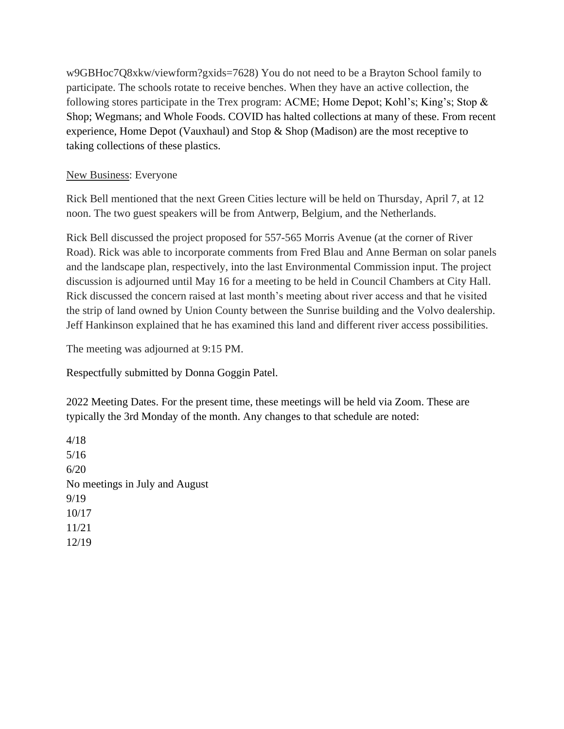w9GBHoc7Q8xkw/viewform?gxids=7628) You do not need to be a Brayton School family to participate. The schools rotate to receive benches. When they have an active collection, the following stores participate in the Trex program: ACME; Home Depot; Kohl's; King's; Stop & Shop; Wegmans; and Whole Foods. COVID has halted collections at many of these. From recent experience, Home Depot (Vauxhaul) and Stop & Shop (Madison) are the most receptive to taking collections of these plastics.

New Business: Everyone

Rick Bell mentioned that the next Green Cities lecture will be held on Thursday, April 7, at 12 noon. The two guest speakers will be from Antwerp, Belgium, and the Netherlands.

Rick Bell discussed the project proposed for 557-565 Morris Avenue (at the corner of River Road). Rick was able to incorporate comments from Fred Blau and Anne Berman on solar panels and the landscape plan, respectively, into the last Environmental Commission input. The project discussion is adjourned until May 16 for a meeting to be held in Council Chambers at City Hall. Rick discussed the concern raised at last month's meeting about river access and that he visited the strip of land owned by Union County between the Sunrise building and the Volvo dealership. Jeff Hankinson explained that he has examined this land and different river access possibilities.

The meeting was adjourned at 9:15 PM.

Respectfully submitted by Donna Goggin Patel.

2022 Meeting Dates. For the present time, these meetings will be held via Zoom. These are typically the 3rd Monday of the month. Any changes to that schedule are noted:

4/18
5/16
6/20
No meetings in July and August
9/19
10/17
11/21
12/19